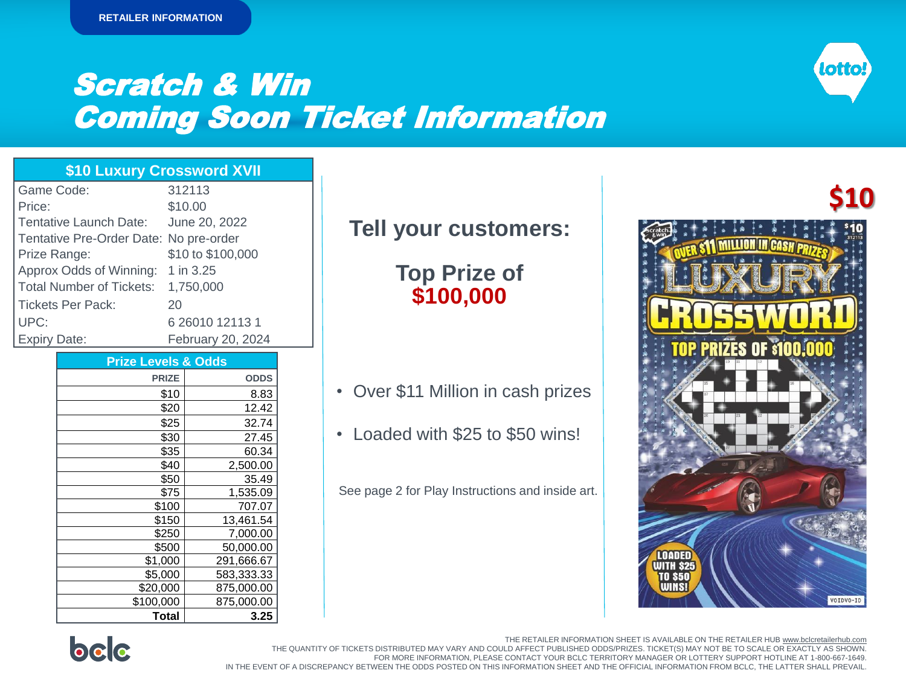RETAILER INFORMATION

# Scratch & Win
# Coming Soon Ticket Information

## $10 Luxury Crossword XVII

| | |
|---|---|
| Game Code: | 312113 |
| Price: | $10.00 |
| Tentative Launch Date: | June 20, 2022 |
| Tentative Pre-Order Date: | No pre-order |
| Prize Range: | $10 to $100,000 |
| Approx Odds of Winning: | 1 in 3.25 |
| Total Number of Tickets: | 1,750,000 |
| Tickets Per Pack: | 20 |
| UPC: | 6 26010 12113 1 |
| Expiry Date: | February 20, 2024 |

### Prize Levels & Odds

| PRIZE | ODDS |
|---:|---:|
| $10 | 8.83 |
| $20 | 12.42 |
| $25 | 32.74 |
| $30 | 27.45 |
| $35 | 60.34 |
| $40 | 2,500.00 |
| $50 | 35.49 |
| $75 | 1,535.09 |
| $100 | 707.07 |
| $150 | 13,461.54 |
| $250 | 7,000.00 |
| $500 | 50,000.00 |
| $1,000 | 291,666.67 |
| $5,000 | 583,333.33 |
| $20,000 | 875,000.00 |
| $100,000 | 875,000.00 |
| **Total** | **3.25** |

## Tell your customers:

**Top Prize of $100,000**

- Over $11 Million in cash prizes
- Loaded with $25 to $50 wins!

See page 2 for Play Instructions and inside art.

$10

THE RETAILER INFORMATION SHEET IS AVAILABLE ON THE RETAILER HUB www.bclcretailerhub.com
THE QUANTITY OF TICKETS DISTRIBUTED MAY VARY AND COULD AFFECT PUBLISHED ODDS/PRIZES. TICKET(S) MAY NOT BE TO SCALE OR EXACTLY AS SHOWN.
FOR MORE INFORMATION, PLEASE CONTACT YOUR BCLC TERRITORY MANAGER OR LOTTERY SUPPORT HOTLINE AT 1-800-667-1649.
IN THE EVENT OF A DISCREPANCY BETWEEN THE ODDS POSTED ON THIS INFORMATION SHEET AND THE OFFICIAL INFORMATION FROM BCLC, THE LATTER SHALL PREVAIL.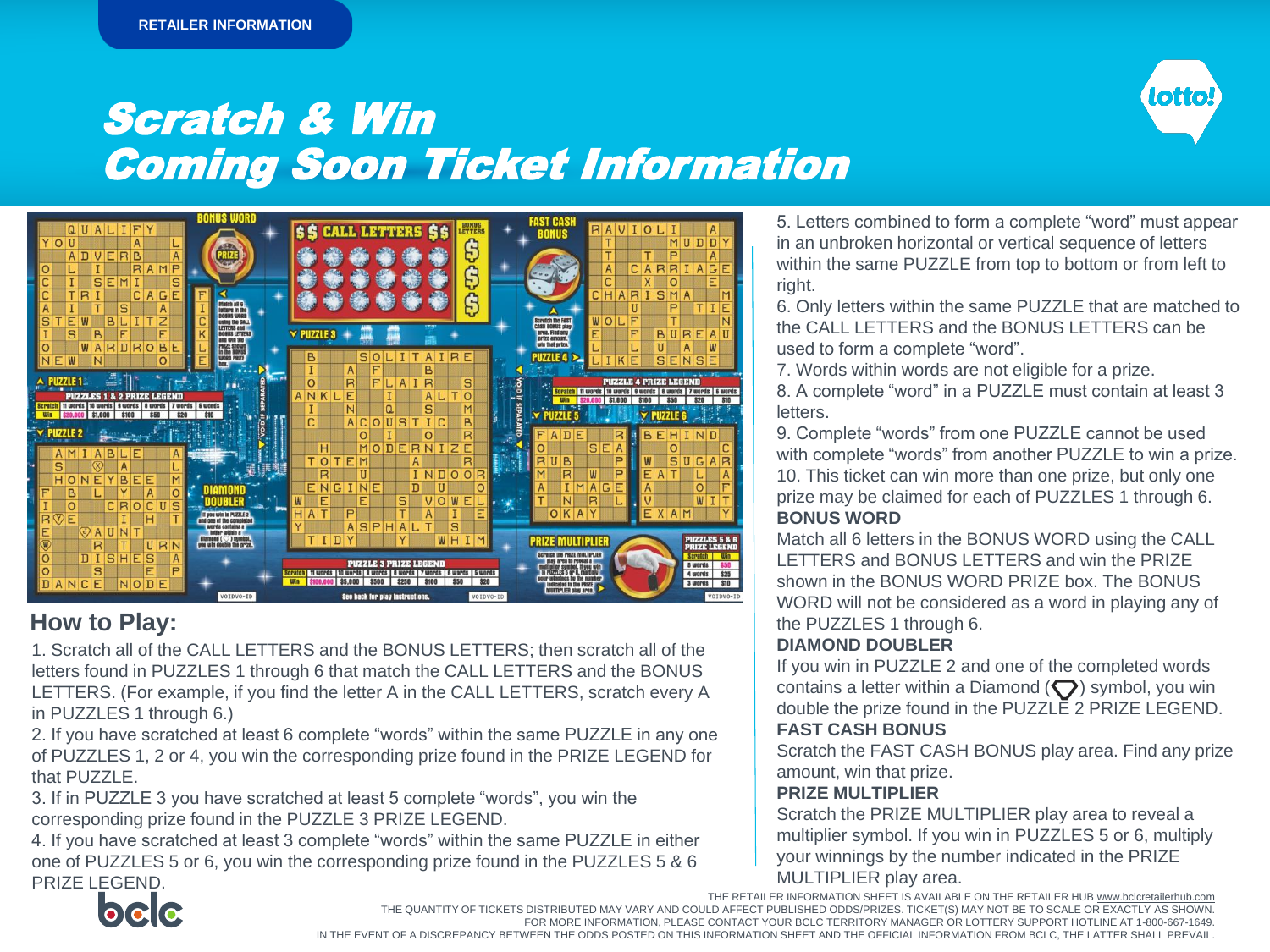RETAILER INFORMATION

# Scratch & Win Coming Soon Ticket Information

## How to Play:

1. Scratch all of the CALL LETTERS and the BONUS LETTERS; then scratch all of the letters found in PUZZLES 1 through 6 that match the CALL LETTERS and the BONUS LETTERS. (For example, if you find the letter A in the CALL LETTERS, scratch every A in PUZZLES 1 through 6.)
2. If you have scratched at least 6 complete "words" within the same PUZZLE in any one of PUZZLES 1, 2 or 4, you win the corresponding prize found in the PRIZE LEGEND for that PUZZLE.
3. If in PUZZLE 3 you have scratched at least 5 complete "words", you win the corresponding prize found in the PUZZLE 3 PRIZE LEGEND.
4. If you have scratched at least 3 complete "words" within the same PUZZLE in either one of PUZZLES 5 or 6, you win the corresponding prize found in the PUZZLES 5 & 6 PRIZE LEGEND.
5. Letters combined to form a complete "word" must appear in an unbroken horizontal or vertical sequence of letters within the same PUZZLE from top to bottom or from left to right.
6. Only letters within the same PUZZLE that are matched to the CALL LETTERS and the BONUS LETTERS can be used to form a complete "word".
7. Words within words are not eligible for a prize.
8. A complete "word" in a PUZZLE must contain at least 3 letters.
9. Complete "words" from one PUZZLE cannot be used with complete "words" from another PUZZLE to win a prize.
10. This ticket can win more than one prize, but only one prize may be claimed for each of PUZZLES 1 through 6.

**BONUS WORD**

Match all 6 letters in the BONUS WORD using the CALL LETTERS and BONUS LETTERS and win the PRIZE shown in the BONUS WORD PRIZE box. The BONUS WORD will not be considered as a word in playing any of the PUZZLES 1 through 6.

**DIAMOND DOUBLER**

If you win in PUZZLE 2 and one of the completed words contains a letter within a Diamond (◇) symbol, you win double the prize found in the PUZZLE 2 PRIZE LEGEND.

**FAST CASH BONUS**

Scratch the FAST CASH BONUS play area. Find any prize amount, win that prize.

**PRIZE MULTIPLIER**

Scratch the PRIZE MULTIPLIER play area to reveal a multiplier symbol. If you win in PUZZLES 5 or 6, multiply your winnings by the number indicated in the PRIZE MULTIPLIER play area.

THE RETAILER INFORMATION SHEET IS AVAILABLE ON THE RETAILER HUB www.bclcretailerhub.com
THE QUANTITY OF TICKETS DISTRIBUTED MAY VARY AND COULD AFFECT PUBLISHED ODDS/PRIZES. TICKET(S) MAY NOT BE TO SCALE OR EXACTLY AS SHOWN.
FOR MORE INFORMATION, PLEASE CONTACT YOUR BCLC TERRITORY MANAGER OR LOTTERY SUPPORT HOTLINE AT 1-800-667-1649.
IN THE EVENT OF A DISCREPANCY BETWEEN THE ODDS POSTED ON THIS INFORMATION SHEET AND THE OFFICIAL INFORMATION FROM BCLC, THE LATTER SHALL PREVAIL.